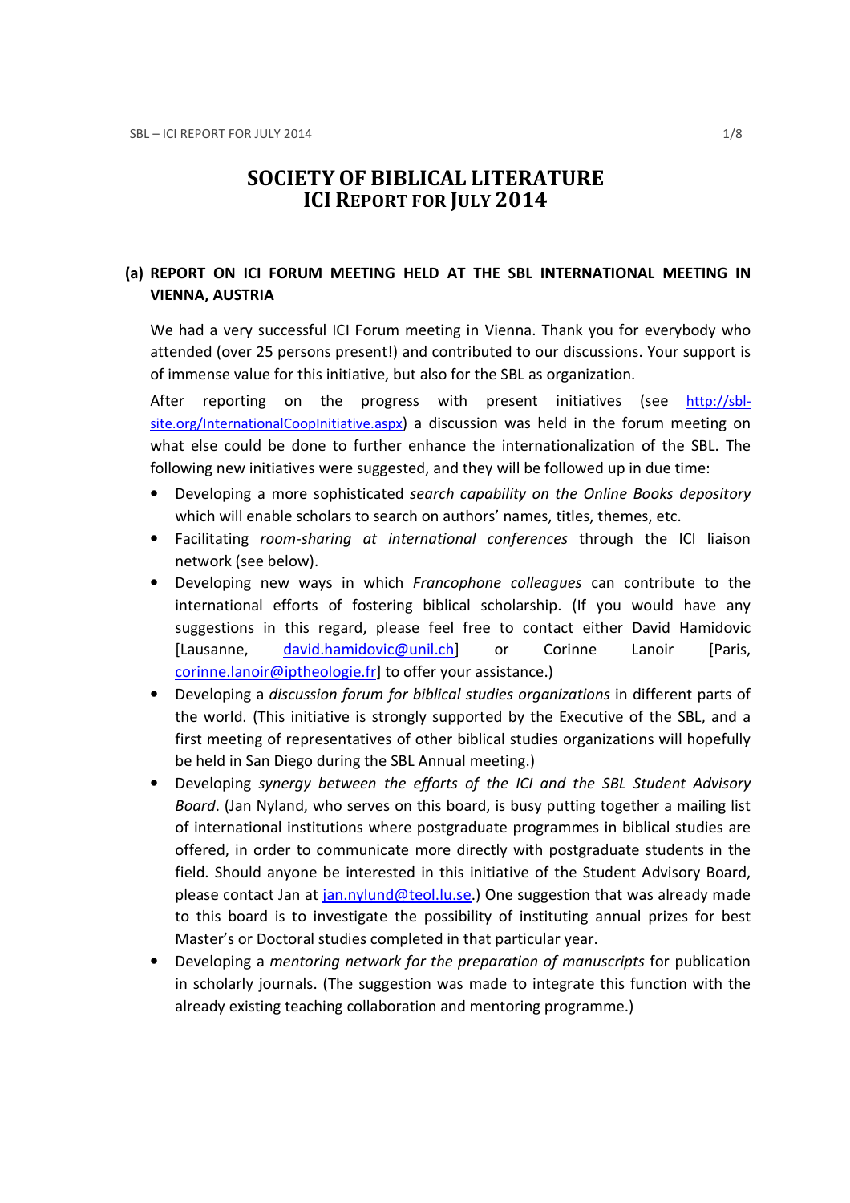# SOCIETY OF BIBLICAL LITERATURE
# ICI REPORT FOR JULY 2014

## (a) REPORT ON ICI FORUM MEETING HELD AT THE SBL INTERNATIONAL MEETING IN VIENNA, AUSTRIA

We had a very successful ICI Forum meeting in Vienna. Thank you for everybody who attended (over 25 persons present!) and contributed to our discussions. Your support is of immense value for this initiative, but also for the SBL as organization.

After reporting on the progress with present initiatives (see [http://sbl-site.org/InternationalCoopInitiative.aspx](http://sbl-site.org/InternationalCoopInitiative.aspx)) a discussion was held in the forum meeting on what else could be done to further enhance the internationalization of the SBL. The following new initiatives were suggested, and they will be followed up in due time:

- Developing a more sophisticated *search capability on the Online Books depository* which will enable scholars to search on authors' names, titles, themes, etc.
- Facilitating *room-sharing at international conferences* through the ICI liaison network (see below).
- Developing new ways in which *Francophone colleagues* can contribute to the international efforts of fostering biblical scholarship. (If you would have any suggestions in this regard, please feel free to contact either David Hamidovic [Lausanne, [david.hamidovic@unil.ch](mailto:david.hamidovic@unil.ch)] or Corinne Lanoir [Paris, [corinne.lanoir@iptheologie.fr](mailto:corinne.lanoir@iptheologie.fr)] to offer your assistance.)
- Developing a *discussion forum for biblical studies organizations* in different parts of the world. (This initiative is strongly supported by the Executive of the SBL, and a first meeting of representatives of other biblical studies organizations will hopefully be held in San Diego during the SBL Annual meeting.)
- Developing *synergy between the efforts of the ICI and the SBL Student Advisory Board*. (Jan Nyland, who serves on this board, is busy putting together a mailing list of international institutions where postgraduate programmes in biblical studies are offered, in order to communicate more directly with postgraduate students in the field. Should anyone be interested in this initiative of the Student Advisory Board, please contact Jan at [jan.nylund@teol.lu.se](mailto:jan.nylund@teol.lu.se).) One suggestion that was already made to this board is to investigate the possibility of instituting annual prizes for best Master's or Doctoral studies completed in that particular year.
- Developing a *mentoring network for the preparation of manuscripts* for publication in scholarly journals. (The suggestion was made to integrate this function with the already existing teaching collaboration and mentoring programme.)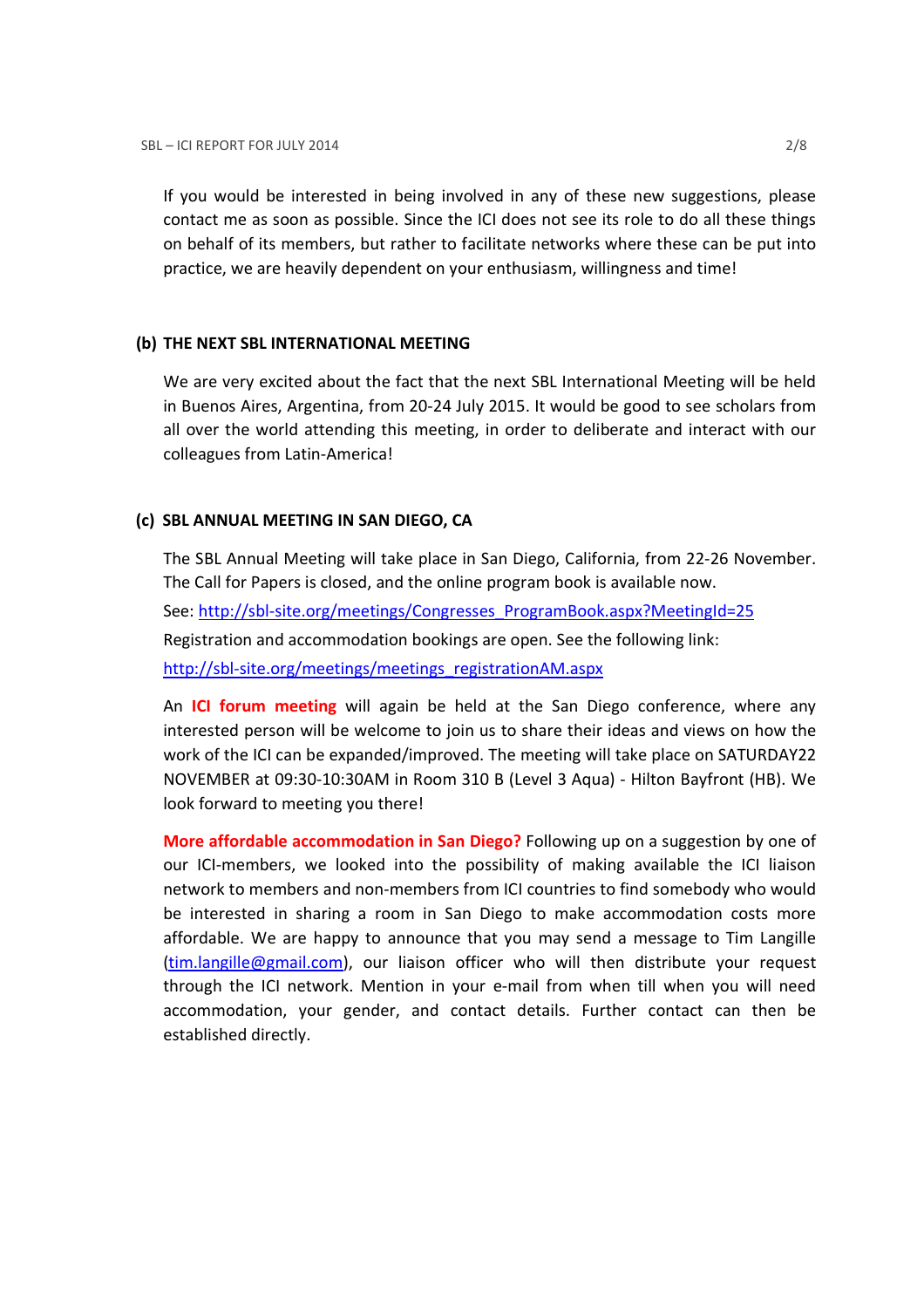If you would be interested in being involved in any of these new suggestions, please contact me as soon as possible. Since the ICI does not see its role to do all these things on behalf of its members, but rather to facilitate networks where these can be put into practice, we are heavily dependent on your enthusiasm, willingness and time!

## (b) THE NEXT SBL INTERNATIONAL MEETING

We are very excited about the fact that the next SBL International Meeting will be held in Buenos Aires, Argentina, from 20-24 July 2015. It would be good to see scholars from all over the world attending this meeting, in order to deliberate and interact with our colleagues from Latin-America!

## (c) SBL ANNUAL MEETING IN SAN DIEGO, CA

The SBL Annual Meeting will take place in San Diego, California, from 22-26 November. The Call for Papers is closed, and the online program book is available now.

See: http://sbl-site.org/meetings/Congresses_ProgramBook.aspx?MeetingId=25

Registration and accommodation bookings are open. See the following link:

http://sbl-site.org/meetings/meetings_registrationAM.aspx

An **ICI forum meeting** will again be held at the San Diego conference, where any interested person will be welcome to join us to share their ideas and views on how the work of the ICI can be expanded/improved. The meeting will take place on SATURDAY22 NOVEMBER at 09:30-10:30AM in Room 310 B (Level 3 Aqua) - Hilton Bayfront (HB). We look forward to meeting you there!

**More affordable accommodation in San Diego?** Following up on a suggestion by one of our ICI-members, we looked into the possibility of making available the ICI liaison network to members and non-members from ICI countries to find somebody who would be interested in sharing a room in San Diego to make accommodation costs more affordable. We are happy to announce that you may send a message to Tim Langille (tim.langille@gmail.com), our liaison officer who will then distribute your request through the ICI network. Mention in your e-mail from when till when you will need accommodation, your gender, and contact details. Further contact can then be established directly.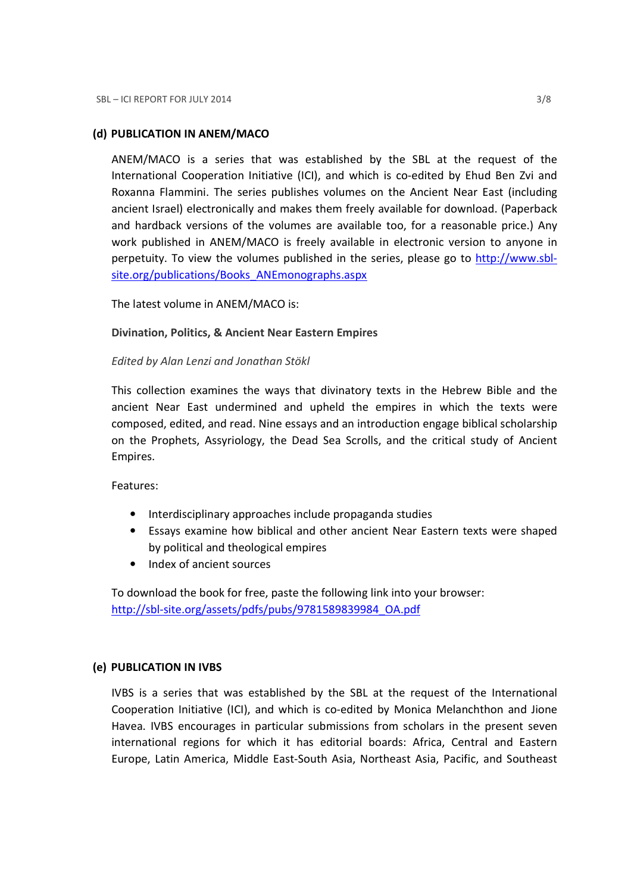## (d) PUBLICATION IN ANEM/MACO

ANEM/MACO is a series that was established by the SBL at the request of the International Cooperation Initiative (ICI), and which is co-edited by Ehud Ben Zvi and Roxanna Flammini. The series publishes volumes on the Ancient Near East (including ancient Israel) electronically and makes them freely available for download. (Paperback and hardback versions of the volumes are available too, for a reasonable price.) Any work published in ANEM/MACO is freely available in electronic version to anyone in perpetuity. To view the volumes published in the series, please go to http://www.sbl-site.org/publications/Books_ANEmonographs.aspx

The latest volume in ANEM/MACO is:

**Divination, Politics, & Ancient Near Eastern Empires**

*Edited by Alan Lenzi and Jonathan Stökl*

This collection examines the ways that divinatory texts in the Hebrew Bible and the ancient Near East undermined and upheld the empires in which the texts were composed, edited, and read. Nine essays and an introduction engage biblical scholarship on the Prophets, Assyriology, the Dead Sea Scrolls, and the critical study of Ancient Empires.

Features:

- Interdisciplinary approaches include propaganda studies
- Essays examine how biblical and other ancient Near Eastern texts were shaped by political and theological empires
- Index of ancient sources

To download the book for free, paste the following link into your browser:
http://sbl-site.org/assets/pdfs/pubs/9781589839984_OA.pdf

## (e) PUBLICATION IN IVBS

IVBS is a series that was established by the SBL at the request of the International Cooperation Initiative (ICI), and which is co-edited by Monica Melanchthon and Jione Havea. IVBS encourages in particular submissions from scholars in the present seven international regions for which it has editorial boards: Africa, Central and Eastern Europe, Latin America, Middle East-South Asia, Northeast Asia, Pacific, and Southeast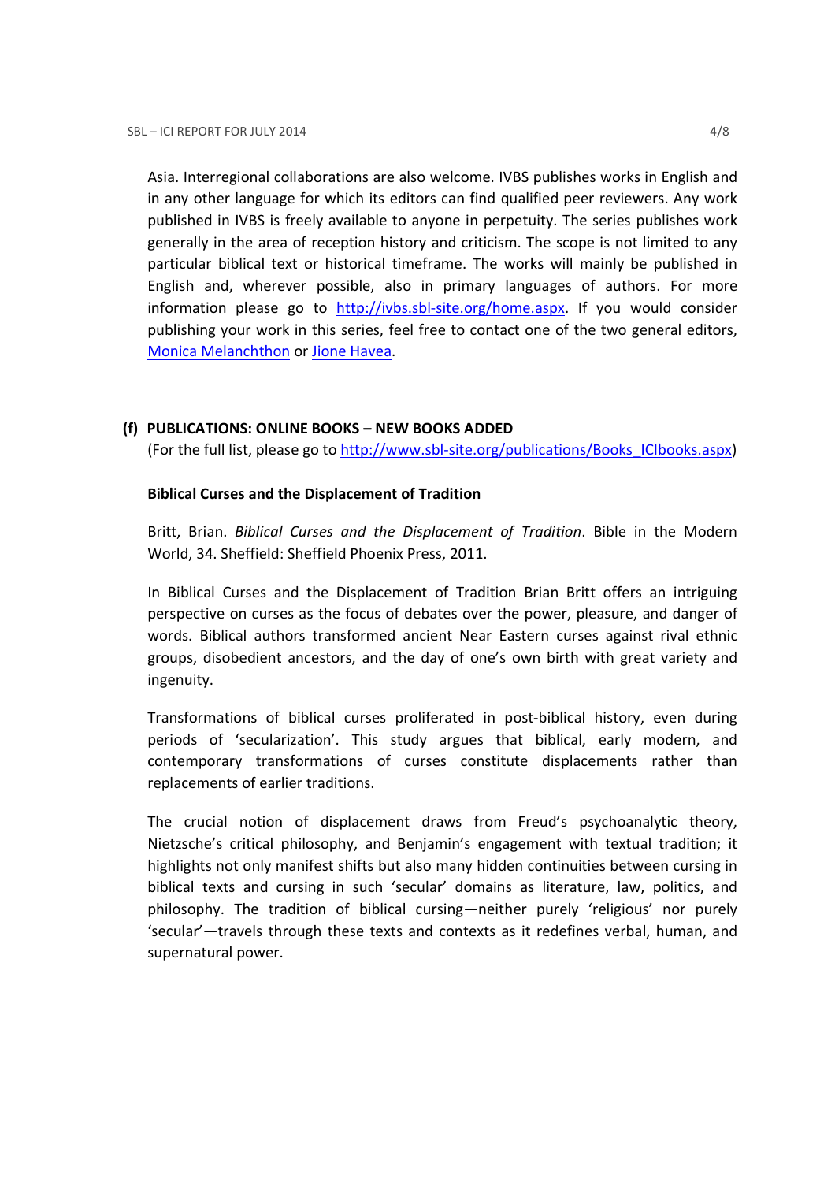Asia. Interregional collaborations are also welcome. IVBS publishes works in English and in any other language for which its editors can find qualified peer reviewers. Any work published in IVBS is freely available to anyone in perpetuity. The series publishes work generally in the area of reception history and criticism. The scope is not limited to any particular biblical text or historical timeframe. The works will mainly be published in English and, wherever possible, also in primary languages of authors. For more information please go to http://ivbs.sbl-site.org/home.aspx. If you would consider publishing your work in this series, feel free to contact one of the two general editors, Monica Melanchthon or Jione Havea.

## (f) PUBLICATIONS: ONLINE BOOKS – NEW BOOKS ADDED

(For the full list, please go to http://www.sbl-site.org/publications/Books_ICIbooks.aspx)

### Biblical Curses and the Displacement of Tradition

Britt, Brian. *Biblical Curses and the Displacement of Tradition*. Bible in the Modern World, 34. Sheffield: Sheffield Phoenix Press, 2011.

In Biblical Curses and the Displacement of Tradition Brian Britt offers an intriguing perspective on curses as the focus of debates over the power, pleasure, and danger of words. Biblical authors transformed ancient Near Eastern curses against rival ethnic groups, disobedient ancestors, and the day of one's own birth with great variety and ingenuity.

Transformations of biblical curses proliferated in post-biblical history, even during periods of 'secularization'. This study argues that biblical, early modern, and contemporary transformations of curses constitute displacements rather than replacements of earlier traditions.

The crucial notion of displacement draws from Freud's psychoanalytic theory, Nietzsche's critical philosophy, and Benjamin's engagement with textual tradition; it highlights not only manifest shifts but also many hidden continuities between cursing in biblical texts and cursing in such 'secular' domains as literature, law, politics, and philosophy. The tradition of biblical cursing—neither purely 'religious' nor purely 'secular'—travels through these texts and contexts as it redefines verbal, human, and supernatural power.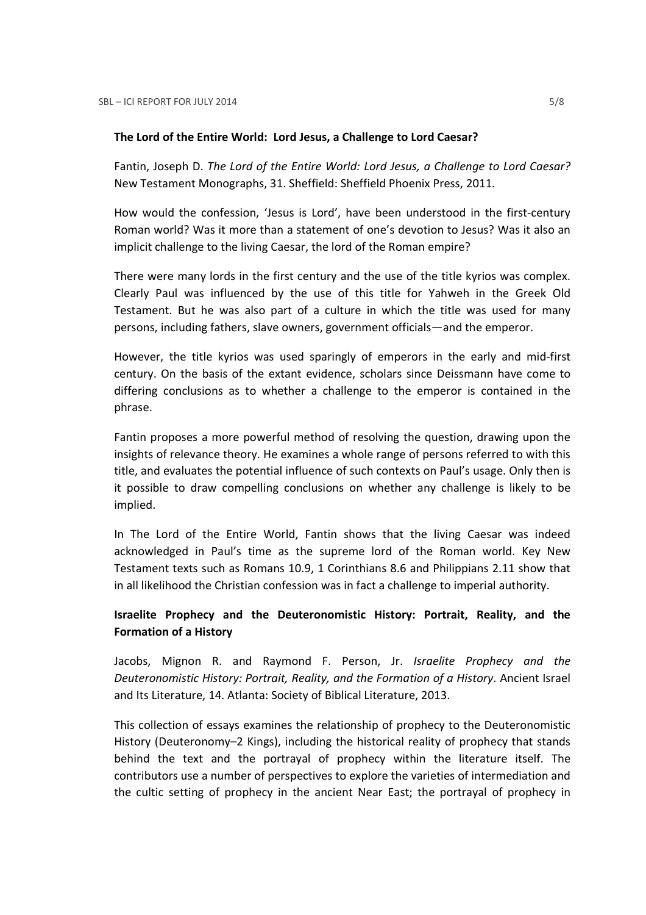**The Lord of the Entire World: Lord Jesus, a Challenge to Lord Caesar?**

Fantin, Joseph D. *The Lord of the Entire World: Lord Jesus, a Challenge to Lord Caesar?* New Testament Monographs, 31. Sheffield: Sheffield Phoenix Press, 2011.

How would the confession, 'Jesus is Lord', have been understood in the first-century Roman world? Was it more than a statement of one's devotion to Jesus? Was it also an implicit challenge to the living Caesar, the lord of the Roman empire?

There were many lords in the first century and the use of the title kyrios was complex. Clearly Paul was influenced by the use of this title for Yahweh in the Greek Old Testament. But he was also part of a culture in which the title was used for many persons, including fathers, slave owners, government officials—and the emperor.

However, the title kyrios was used sparingly of emperors in the early and mid-first century. On the basis of the extant evidence, scholars since Deissmann have come to differing conclusions as to whether a challenge to the emperor is contained in the phrase.

Fantin proposes a more powerful method of resolving the question, drawing upon the insights of relevance theory. He examines a whole range of persons referred to with this title, and evaluates the potential influence of such contexts on Paul's usage. Only then is it possible to draw compelling conclusions on whether any challenge is likely to be implied.

In The Lord of the Entire World, Fantin shows that the living Caesar was indeed acknowledged in Paul's time as the supreme lord of the Roman world. Key New Testament texts such as Romans 10.9, 1 Corinthians 8.6 and Philippians 2.11 show that in all likelihood the Christian confession was in fact a challenge to imperial authority.

**Israelite Prophecy and the Deuteronomistic History: Portrait, Reality, and the Formation of a History**

Jacobs, Mignon R. and Raymond F. Person, Jr. *Israelite Prophecy and the Deuteronomistic History: Portrait, Reality, and the Formation of a History*. Ancient Israel and Its Literature, 14. Atlanta: Society of Biblical Literature, 2013.

This collection of essays examines the relationship of prophecy to the Deuteronomistic History (Deuteronomy–2 Kings), including the historical reality of prophecy that stands behind the text and the portrayal of prophecy within the literature itself. The contributors use a number of perspectives to explore the varieties of intermediation and the cultic setting of prophecy in the ancient Near East; the portrayal of prophecy in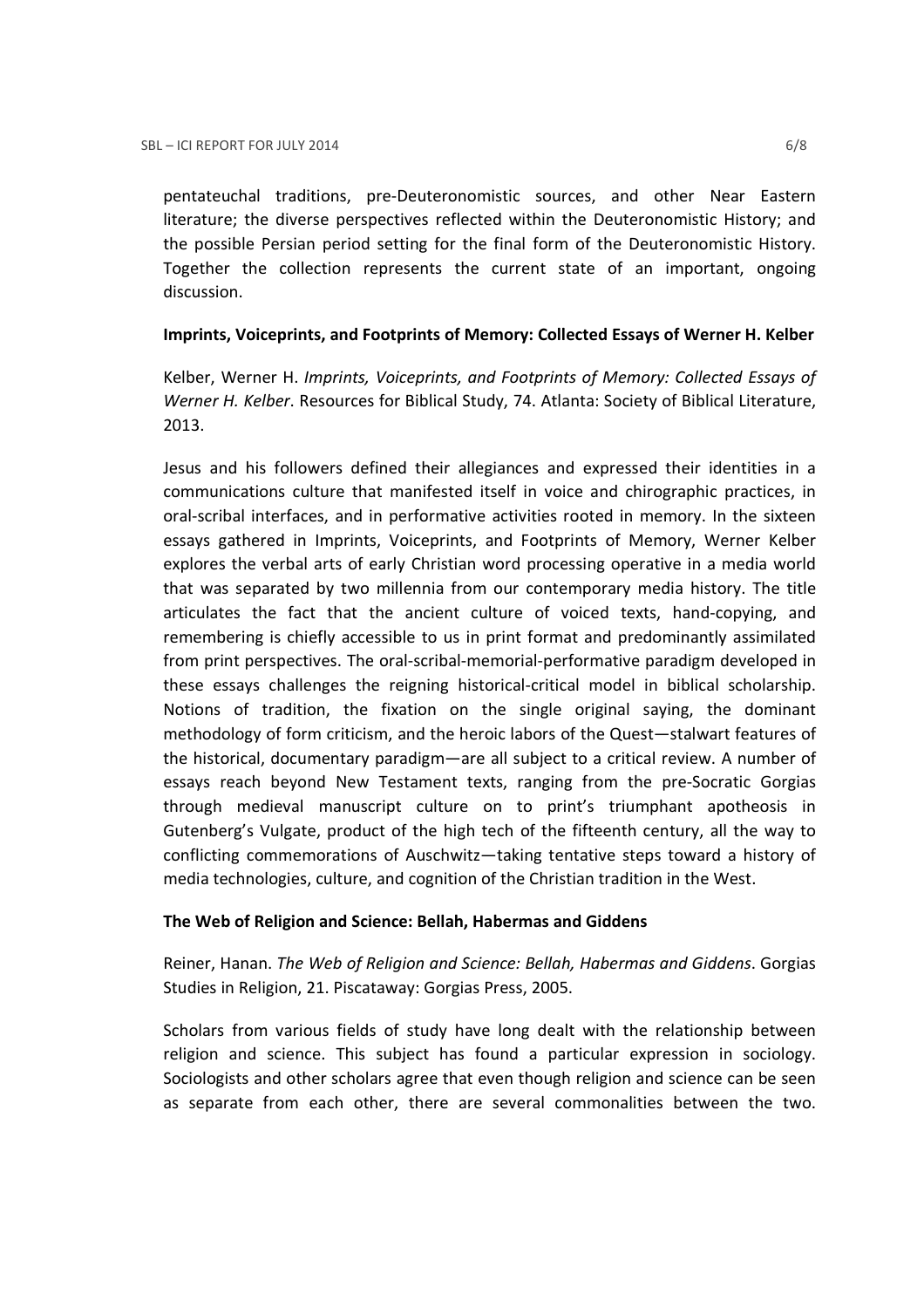pentateuchal traditions, pre-Deuteronomistic sources, and other Near Eastern literature; the diverse perspectives reflected within the Deuteronomistic History; and the possible Persian period setting for the final form of the Deuteronomistic History. Together the collection represents the current state of an important, ongoing discussion.

**Imprints, Voiceprints, and Footprints of Memory: Collected Essays of Werner H. Kelber**

Kelber, Werner H. *Imprints, Voiceprints, and Footprints of Memory: Collected Essays of Werner H. Kelber*. Resources for Biblical Study, 74. Atlanta: Society of Biblical Literature, 2013.

Jesus and his followers defined their allegiances and expressed their identities in a communications culture that manifested itself in voice and chirographic practices, in oral-scribal interfaces, and in performative activities rooted in memory. In the sixteen essays gathered in Imprints, Voiceprints, and Footprints of Memory, Werner Kelber explores the verbal arts of early Christian word processing operative in a media world that was separated by two millennia from our contemporary media history. The title articulates the fact that the ancient culture of voiced texts, hand-copying, and remembering is chiefly accessible to us in print format and predominantly assimilated from print perspectives. The oral-scribal-memorial-performative paradigm developed in these essays challenges the reigning historical-critical model in biblical scholarship. Notions of tradition, the fixation on the single original saying, the dominant methodology of form criticism, and the heroic labors of the Quest—stalwart features of the historical, documentary paradigm—are all subject to a critical review. A number of essays reach beyond New Testament texts, ranging from the pre-Socratic Gorgias through medieval manuscript culture on to print's triumphant apotheosis in Gutenberg's Vulgate, product of the high tech of the fifteenth century, all the way to conflicting commemorations of Auschwitz—taking tentative steps toward a history of media technologies, culture, and cognition of the Christian tradition in the West.

**The Web of Religion and Science: Bellah, Habermas and Giddens**

Reiner, Hanan. *The Web of Religion and Science: Bellah, Habermas and Giddens*. Gorgias Studies in Religion, 21. Piscataway: Gorgias Press, 2005.

Scholars from various fields of study have long dealt with the relationship between religion and science. This subject has found a particular expression in sociology. Sociologists and other scholars agree that even though religion and science can be seen as separate from each other, there are several commonalities between the two.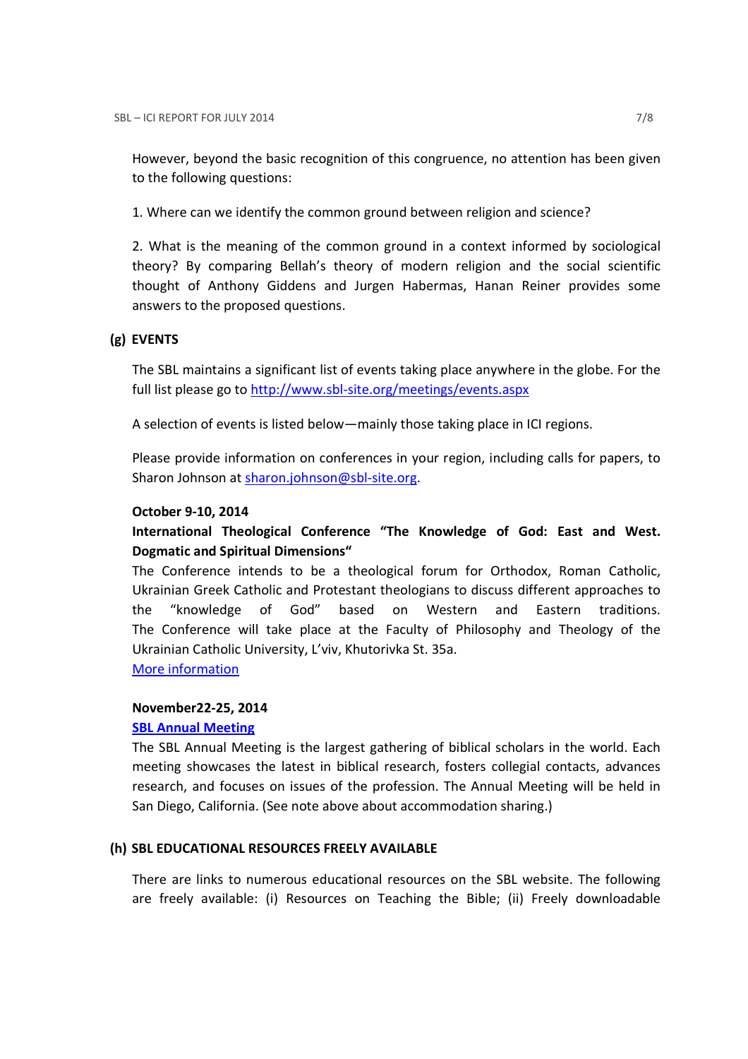However, beyond the basic recognition of this congruence, no attention has been given to the following questions:

1. Where can we identify the common ground between religion and science?

2. What is the meaning of the common ground in a context informed by sociological theory? By comparing Bellah's theory of modern religion and the social scientific thought of Anthony Giddens and Jurgen Habermas, Hanan Reiner provides some answers to the proposed questions.

## (g) EVENTS

The SBL maintains a significant list of events taking place anywhere in the globe. For the full list please go to http://www.sbl-site.org/meetings/events.aspx

A selection of events is listed below—mainly those taking place in ICI regions.

Please provide information on conferences in your region, including calls for papers, to Sharon Johnson at sharon.johnson@sbl-site.org.

**October 9-10, 2014**

**International Theological Conference "The Knowledge of God: East and West. Dogmatic and Spiritual Dimensions"**

The Conference intends to be a theological forum for Orthodox, Roman Catholic, Ukrainian Greek Catholic and Protestant theologians to discuss different approaches to the "knowledge of God" based on Western and Eastern traditions. The Conference will take place at the Faculty of Philosophy and Theology of the Ukrainian Catholic University, L'viv, Khutorivka St. 35a.

More information

**November22-25, 2014**

**SBL Annual Meeting**

The SBL Annual Meeting is the largest gathering of biblical scholars in the world. Each meeting showcases the latest in biblical research, fosters collegial contacts, advances research, and focuses on issues of the profession. The Annual Meeting will be held in San Diego, California. (See note above about accommodation sharing.)

## (h) SBL EDUCATIONAL RESOURCES FREELY AVAILABLE

There are links to numerous educational resources on the SBL website. The following are freely available: (i) Resources on Teaching the Bible; (ii) Freely downloadable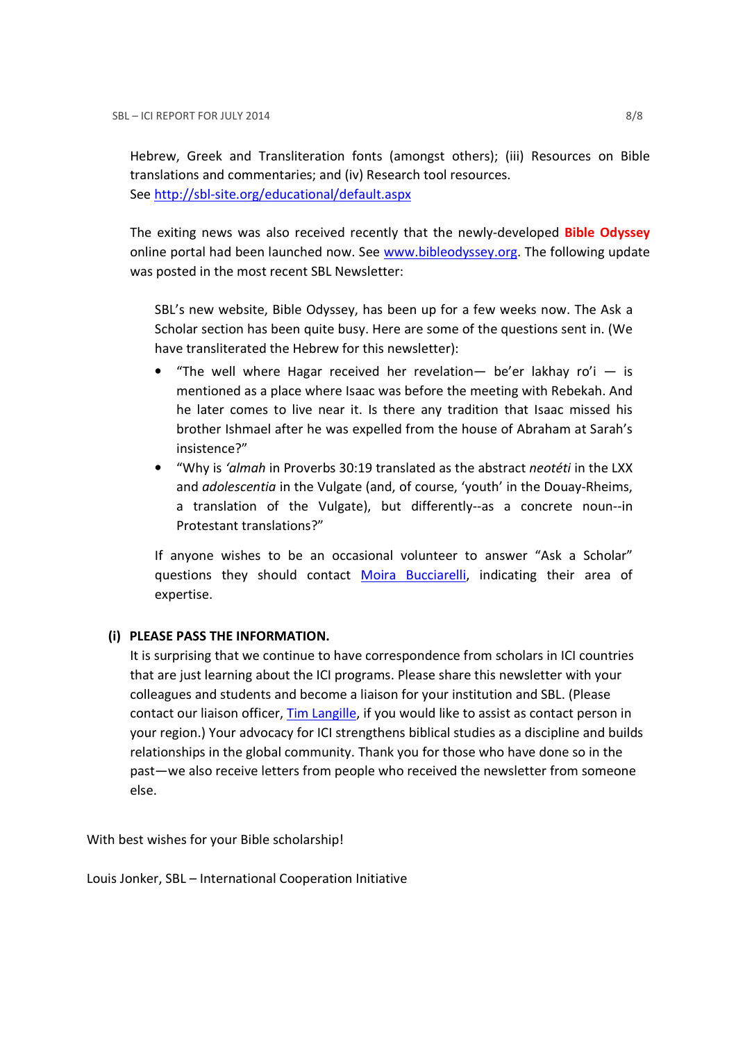Hebrew, Greek and Transliteration fonts (amongst others); (iii) Resources on Bible translations and commentaries; and (iv) Research tool resources.
See [http://sbl-site.org/educational/default.aspx](http://sbl-site.org/educational/default.aspx)

The exiting news was also received recently that the newly-developed **Bible Odyssey** online portal had been launched now. See [www.bibleodyssey.org](www.bibleodyssey.org). The following update was posted in the most recent SBL Newsletter:

> SBL's new website, Bible Odyssey, has been up for a few weeks now. The Ask a Scholar section has been quite busy. Here are some of the questions sent in. (We have transliterated the Hebrew for this newsletter):
>
> - "The well where Hagar received her revelation— be'er lakhay ro'i — is mentioned as a place where Isaac was before the meeting with Rebekah. And he later comes to live near it. Is there any tradition that Isaac missed his brother Ishmael after he was expelled from the house of Abraham at Sarah's insistence?"
> - "Why is *'almah* in Proverbs 30:19 translated as the abstract *neotéti* in the LXX and *adolescentia* in the Vulgate (and, of course, 'youth' in the Douay-Rheims, a translation of the Vulgate), but differently--as a concrete noun--in Protestant translations?"
>
> If anyone wishes to be an occasional volunteer to answer "Ask a Scholar" questions they should contact Moira Bucciarelli, indicating their area of expertise.

**(i) PLEASE PASS THE INFORMATION.**

It is surprising that we continue to have correspondence from scholars in ICI countries that are just learning about the ICI programs. Please share this newsletter with your colleagues and students and become a liaison for your institution and SBL. (Please contact our liaison officer, Tim Langille, if you would like to assist as contact person in your region.) Your advocacy for ICI strengthens biblical studies as a discipline and builds relationships in the global community. Thank you for those who have done so in the past—we also receive letters from people who received the newsletter from someone else.

With best wishes for your Bible scholarship!

Louis Jonker, SBL – International Cooperation Initiative